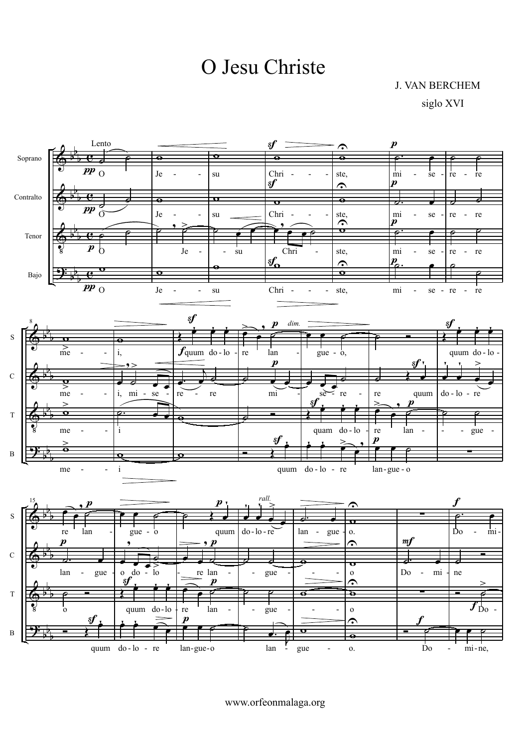# O Jesu Christe

J. VAN BERCHEM

siglo XVI

www.orfeonmalaga.org